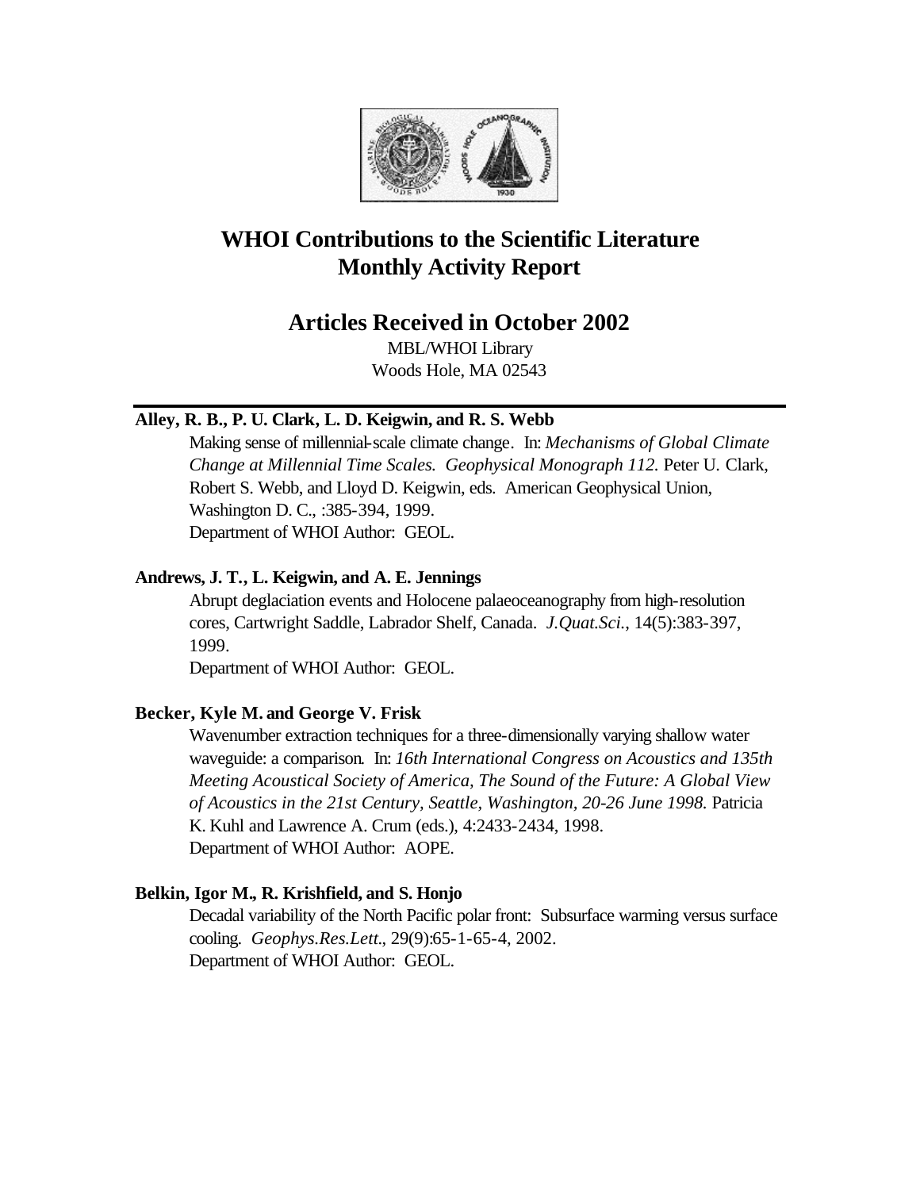# WHOI Contributions to the Scientific Literature
# Monthly Activity Report

## Articles Received in October 2002

MBL/WHOI Library
Woods Hole, MA 02543

---

**Alley, R. B., P. U. Clark, L. D. Keigwin, and R. S. Webb**

Making sense of millennial-scale climate change. In: *Mechanisms of Global Climate Change at Millennial Time Scales. Geophysical Monograph 112.* Peter U. Clark, Robert S. Webb, and Lloyd D. Keigwin, eds. American Geophysical Union, Washington D. C., :385-394, 1999.
Department of WHOI Author: GEOL.

**Andrews, J. T., L. Keigwin, and A. E. Jennings**

Abrupt deglaciation events and Holocene palaeoceanography from high-resolution cores, Cartwright Saddle, Labrador Shelf, Canada. *J.Quat.Sci.*, 14(5):383-397, 1999.
Department of WHOI Author: GEOL.

**Becker, Kyle M. and George V. Frisk**

Wavenumber extraction techniques for a three-dimensionally varying shallow water waveguide: a comparison. In: *16th International Congress on Acoustics and 135th Meeting Acoustical Society of America, The Sound of the Future: A Global View of Acoustics in the 21st Century, Seattle, Washington, 20-26 June 1998.* Patricia K. Kuhl and Lawrence A. Crum (eds.), 4:2433-2434, 1998.
Department of WHOI Author: AOPE.

**Belkin, Igor M., R. Krishfield, and S. Honjo**

Decadal variability of the North Pacific polar front: Subsurface warming versus surface cooling. *Geophys.Res.Lett.*, 29(9):65-1-65-4, 2002.
Department of WHOI Author: GEOL.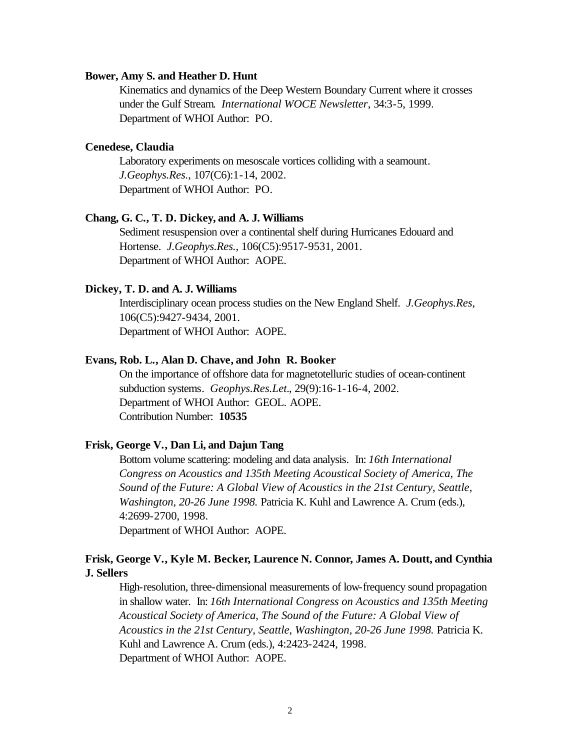**Bower, Amy S. and Heather D. Hunt**

Kinematics and dynamics of the Deep Western Boundary Current where it crosses under the Gulf Stream. *International WOCE Newsletter*, 34:3-5, 1999.
Department of WHOI Author: PO.

**Cenedese, Claudia**

Laboratory experiments on mesoscale vortices colliding with a seamount. *J.Geophys.Res.*, 107(C6):1-14, 2002.
Department of WHOI Author: PO.

**Chang, G. C., T. D. Dickey, and A. J. Williams**

Sediment resuspension over a continental shelf during Hurricanes Edouard and Hortense. *J.Geophys.Res.*, 106(C5):9517-9531, 2001.
Department of WHOI Author: AOPE.

**Dickey, T. D. and A. J. Williams**

Interdisciplinary ocean process studies on the New England Shelf. *J.Geophys.Res*, 106(C5):9427-9434, 2001.
Department of WHOI Author: AOPE.

**Evans, Rob. L., Alan D. Chave, and John R. Booker**

On the importance of offshore data for magnetotelluric studies of ocean-continent subduction systems. *Geophys.Res.Let.*, 29(9):16-1-16-4, 2002.
Department of WHOI Author: GEOL. AOPE.
Contribution Number: **10535**

**Frisk, George V., Dan Li, and Dajun Tang**

Bottom volume scattering: modeling and data analysis. In: *16th International Congress on Acoustics and 135th Meeting Acoustical Society of America, The Sound of the Future: A Global View of Acoustics in the 21st Century, Seattle, Washington, 20-26 June 1998.* Patricia K. Kuhl and Lawrence A. Crum (eds.), 4:2699-2700, 1998.
Department of WHOI Author: AOPE.

**Frisk, George V., Kyle M. Becker, Laurence N. Connor, James A. Doutt, and Cynthia J. Sellers**

High-resolution, three-dimensional measurements of low-frequency sound propagation in shallow water. In: *16th International Congress on Acoustics and 135th Meeting Acoustical Society of America, The Sound of the Future: A Global View of Acoustics in the 21st Century, Seattle, Washington, 20-26 June 1998.* Patricia K. Kuhl and Lawrence A. Crum (eds.), 4:2423-2424, 1998.
Department of WHOI Author: AOPE.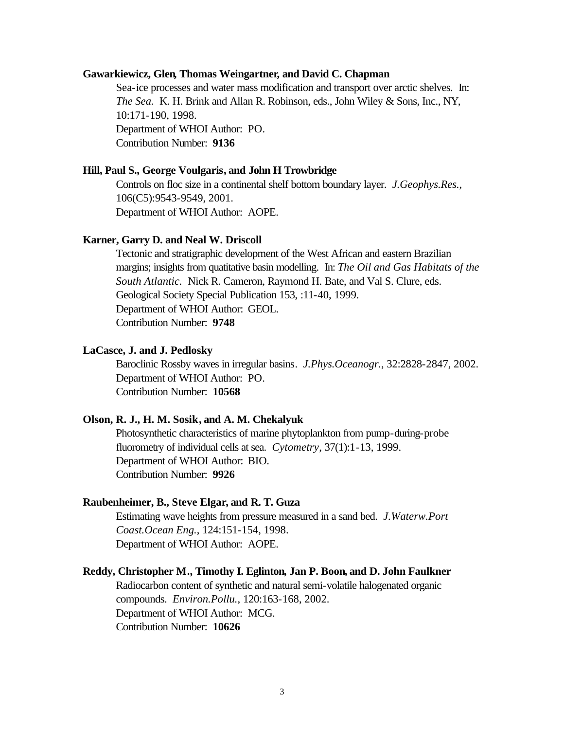**Gawarkiewicz, Glen, Thomas Weingartner, and David C. Chapman**

Sea-ice processes and water mass modification and transport over arctic shelves. In: *The Sea.* K. H. Brink and Allan R. Robinson, eds., John Wiley & Sons, Inc., NY, 10:171-190, 1998.
Department of WHOI Author: PO.
Contribution Number: **9136**

**Hill, Paul S., George Voulgaris, and John H Trowbridge**

Controls on floc size in a continental shelf bottom boundary layer. *J.Geophys.Res.*, 106(C5):9543-9549, 2001.
Department of WHOI Author: AOPE.

**Karner, Garry D. and Neal W. Driscoll**

Tectonic and stratigraphic development of the West African and eastern Brazilian margins; insights from quatitative basin modelling. In: *The Oil and Gas Habitats of the South Atlantic.* Nick R. Cameron, Raymond H. Bate, and Val S. Clure, eds. Geological Society Special Publication 153, :11-40, 1999.
Department of WHOI Author: GEOL.
Contribution Number: **9748**

**LaCasce, J. and J. Pedlosky**

Baroclinic Rossby waves in irregular basins. *J.Phys.Oceanogr.*, 32:2828-2847, 2002.
Department of WHOI Author: PO.
Contribution Number: **10568**

**Olson, R. J., H. M. Sosik, and A. M. Chekalyuk**

Photosynthetic characteristics of marine phytoplankton from pump-during-probe fluorometry of individual cells at sea. *Cytometry*, 37(1):1-13, 1999.
Department of WHOI Author: BIO.
Contribution Number: **9926**

**Raubenheimer, B., Steve Elgar, and R. T. Guza**

Estimating wave heights from pressure measured in a sand bed. *J.Waterw.Port Coast.Ocean Eng.*, 124:151-154, 1998.
Department of WHOI Author: AOPE.

**Reddy, Christopher M., Timothy I. Eglinton, Jan P. Boon, and D. John Faulkner**

Radiocarbon content of synthetic and natural semi-volatile halogenated organic compounds. *Environ.Pollu.*, 120:163-168, 2002.
Department of WHOI Author: MCG.
Contribution Number: **10626**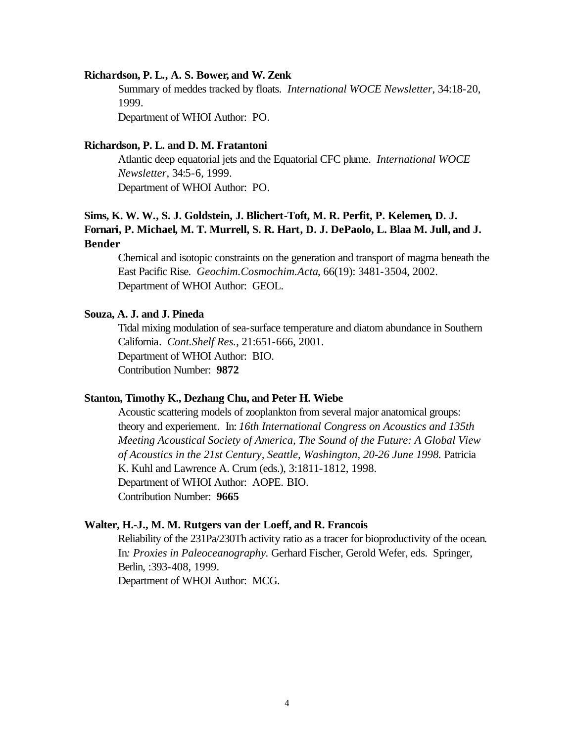**Richardson, P. L., A. S. Bower, and W. Zenk**

Summary of meddes tracked by floats. *International WOCE Newsletter*, 34:18-20, 1999.
Department of WHOI Author: PO.

**Richardson, P. L. and D. M. Fratantoni**

Atlantic deep equatorial jets and the Equatorial CFC plume. *International WOCE Newsletter*, 34:5-6, 1999.
Department of WHOI Author: PO.

**Sims, K. W. W., S. J. Goldstein, J. Blichert-Toft, M. R. Perfit, P. Kelemen, D. J. Fornari, P. Michael, M. T. Murrell, S. R. Hart, D. J. DePaolo, L. Blaa M. Jull, and J. Bender**

Chemical and isotopic constraints on the generation and transport of magma beneath the East Pacific Rise. *Geochim.Cosmochim.Acta*, 66(19): 3481-3504, 2002.
Department of WHOI Author: GEOL.

**Souza, A. J. and J. Pineda**

Tidal mixing modulation of sea-surface temperature and diatom abundance in Southern California. *Cont.Shelf Res.*, 21:651-666, 2001.
Department of WHOI Author: BIO.
Contribution Number: **9872**

**Stanton, Timothy K., Dezhang Chu, and Peter H. Wiebe**

Acoustic scattering models of zooplankton from several major anatomical groups: theory and experiement. In: *16th International Congress on Acoustics and 135th Meeting Acoustical Society of America, The Sound of the Future: A Global View of Acoustics in the 21st Century, Seattle, Washington, 20-26 June 1998.* Patricia K. Kuhl and Lawrence A. Crum (eds.), 3:1811-1812, 1998.
Department of WHOI Author: AOPE. BIO.
Contribution Number: **9665**

**Walter, H.-J., M. M. Rutgers van der Loeff, and R. Francois**

Reliability of the 231Pa/230Th activity ratio as a tracer for bioproductivity of the ocean. In*: Proxies in Paleoceanography*. Gerhard Fischer, Gerold Wefer, eds. Springer, Berlin, :393-408, 1999.
Department of WHOI Author: MCG.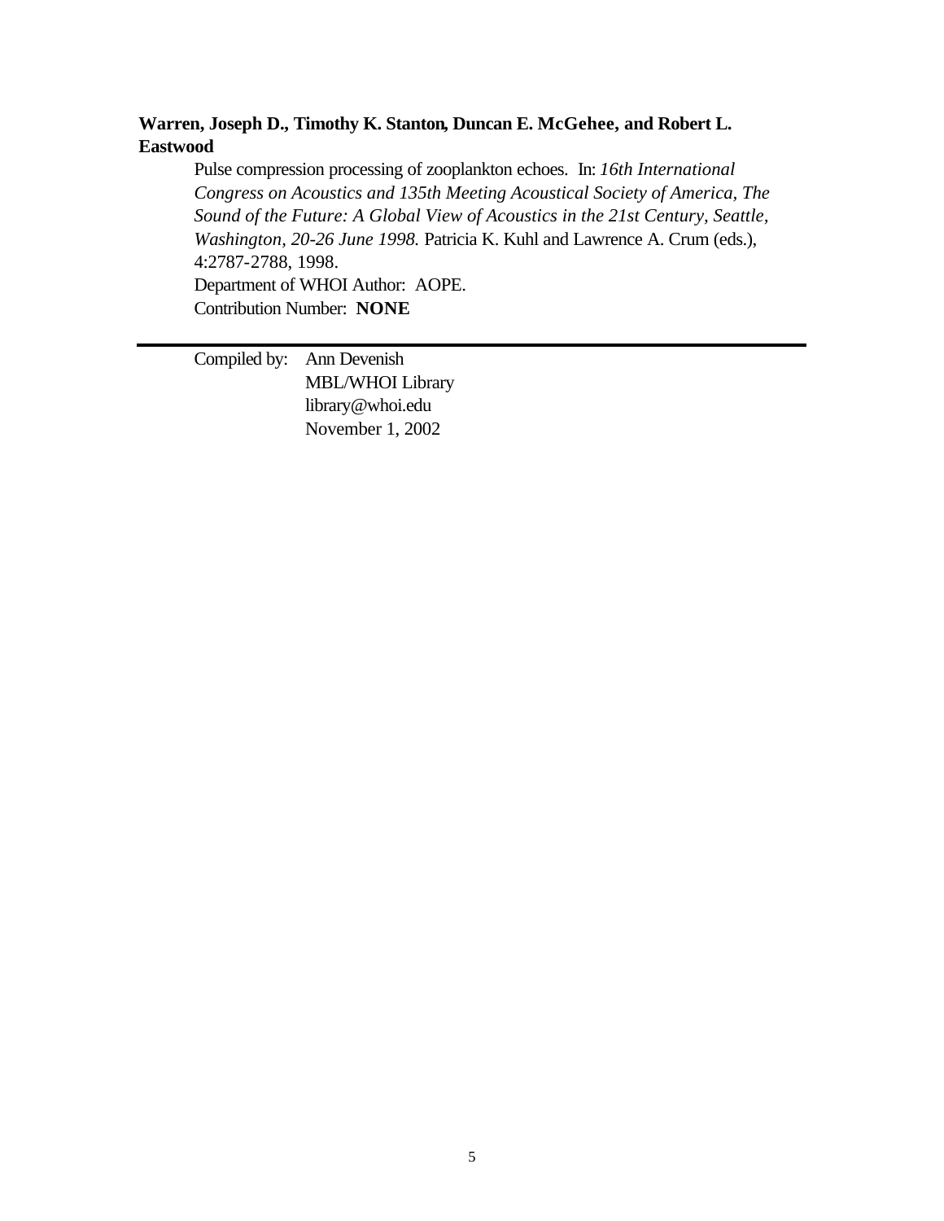**Warren, Joseph D., Timothy K. Stanton, Duncan E. McGehee, and Robert L. Eastwood**

Pulse compression processing of zooplankton echoes. In: *16th International Congress on Acoustics and 135th Meeting Acoustical Society of America, The Sound of the Future: A Global View of Acoustics in the 21st Century, Seattle, Washington, 20-26 June 1998.* Patricia K. Kuhl and Lawrence A. Crum (eds.), 4:2787-2788, 1998.
Department of WHOI Author: AOPE.
Contribution Number: **NONE**

---

Compiled by: Ann Devenish
MBL/WHOI Library
library@whoi.edu
November 1, 2002